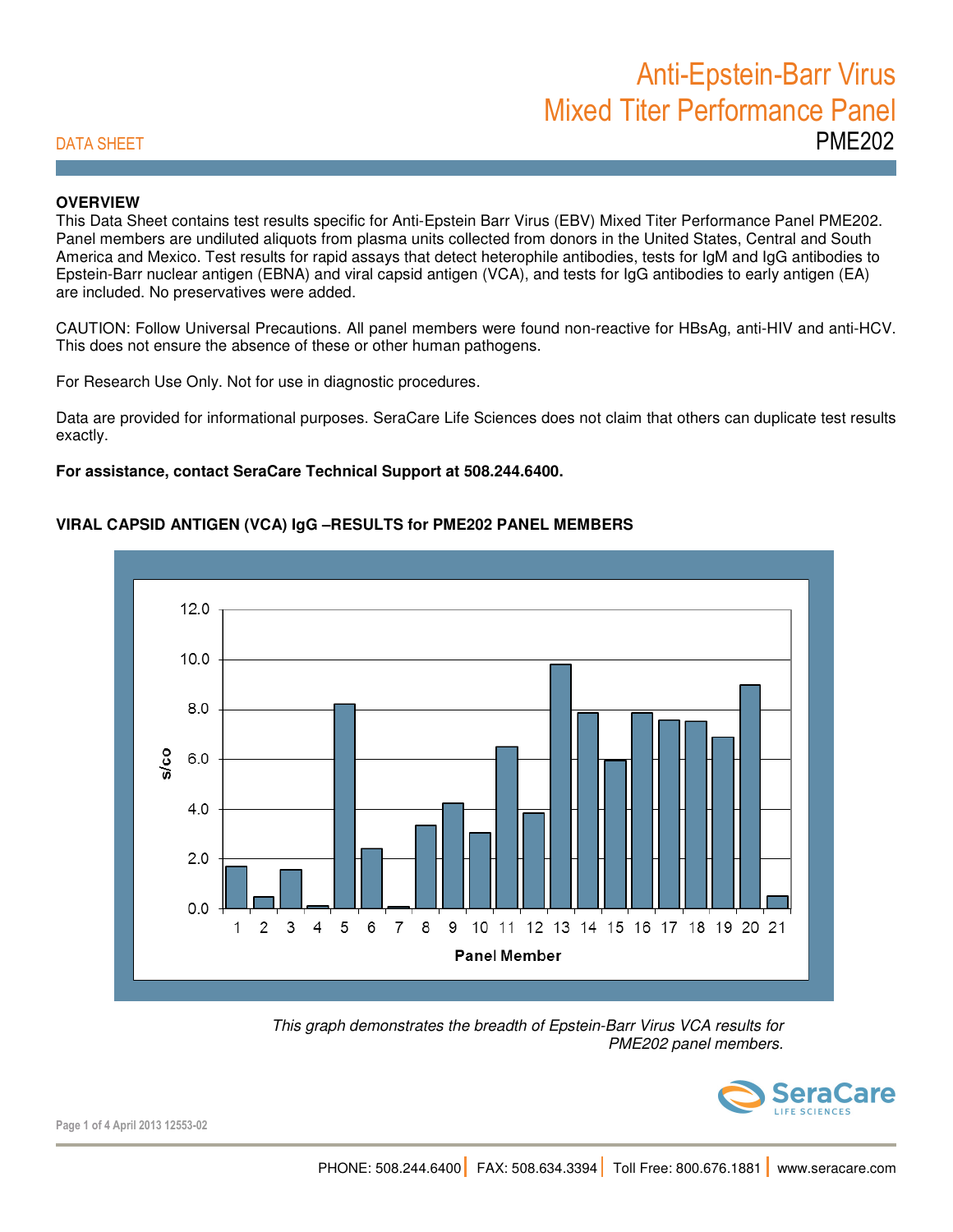# Anti-Epstein-Barr Virus Mixed Titer Performance Panel

## PME202

DATA SHEET

**OVERVIEW**

This Data Sheet contains test results specific for Anti-Epstein Barr Virus (EBV) Mixed Titer Performance Panel PME202. Panel members are undiluted aliquots from plasma units collected from donors in the United States, Central and South America and Mexico. Test results for rapid assays that detect heterophile antibodies, tests for IgM and IgG antibodies to Epstein-Barr nuclear antigen (EBNA) and viral capsid antigen (VCA), and tests for IgG antibodies to early antigen (EA) are included. No preservatives were added.

CAUTION: Follow Universal Precautions. All panel members were found non-reactive for HBsAg, anti-HIV and anti-HCV. This does not ensure the absence of these or other human pathogens.

For Research Use Only. Not for use in diagnostic procedures.

Data are provided for informational purposes. SeraCare Life Sciences does not claim that others can duplicate test results exactly.

**For assistance, contact SeraCare Technical Support at 508.244.6400.**

**VIRAL CAPSID ANTIGEN (VCA) IgG –RESULTS for PME202 PANEL MEMBERS**

*This graph demonstrates the breadth of Epstein-Barr Virus VCA results for PME202 panel members.*

PHONE: 508.244.6400 | FAX: 508.634.3394 | Toll Free: 800.676.1881 | www.seracare.com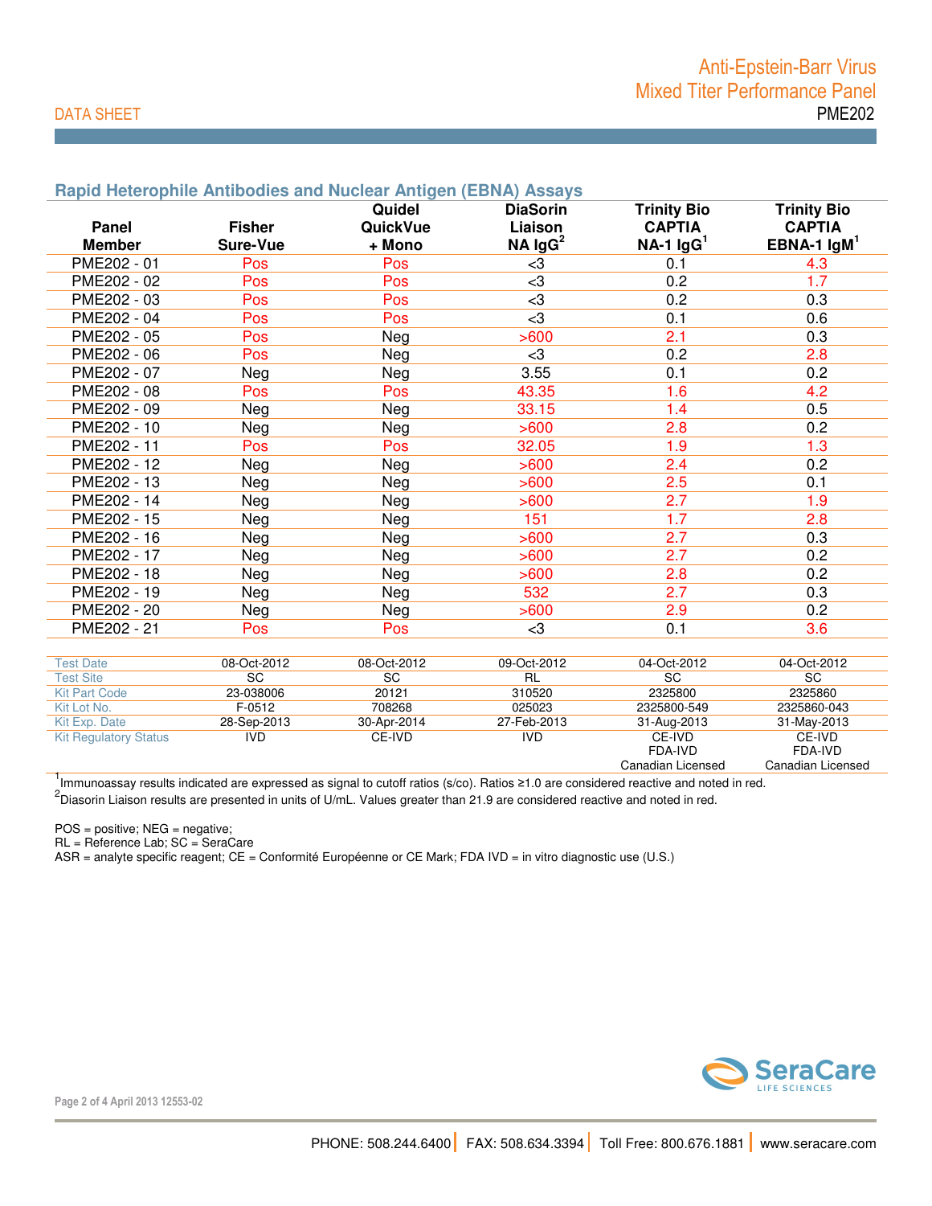Anti-Epstein-Barr Virus
Mixed Titer Performance Panel
PME202

DATA SHEET

## Rapid Heterophile Antibodies and Nuclear Antigen (EBNA) Assays

| Panel Member | Fisher Sure-Vue | Quidel QuickVue + Mono | DiaSorin Liaison NA IgG[2] | Trinity Bio CAPTIA NA-1 IgG[1] | Trinity Bio CAPTIA EBNA-1 IgM[1] |
|---|---|---|---|---|---|
| PME202 - 01 | Pos | Pos | <3 | 0.1 | 4.3 |
| PME202 - 02 | Pos | Pos | <3 | 0.2 | 1.7 |
| PME202 - 03 | Pos | Pos | <3 | 0.2 | 0.3 |
| PME202 - 04 | Pos | Pos | <3 | 0.1 | 0.6 |
| PME202 - 05 | Pos | Neg | >600 | 2.1 | 0.3 |
| PME202 - 06 | Pos | Neg | <3 | 0.2 | 2.8 |
| PME202 - 07 | Neg | Neg | 3.55 | 0.1 | 0.2 |
| PME202 - 08 | Pos | Pos | 43.35 | 1.6 | 4.2 |
| PME202 - 09 | Neg | Neg | 33.15 | 1.4 | 0.5 |
| PME202 - 10 | Neg | Neg | >600 | 2.8 | 0.2 |
| PME202 - 11 | Pos | Pos | 32.05 | 1.9 | 1.3 |
| PME202 - 12 | Neg | Neg | >600 | 2.4 | 0.2 |
| PME202 - 13 | Neg | Neg | >600 | 2.5 | 0.1 |
| PME202 - 14 | Neg | Neg | >600 | 2.7 | 1.9 |
| PME202 - 15 | Neg | Neg | 151 | 1.7 | 2.8 |
| PME202 - 16 | Neg | Neg | >600 | 2.7 | 0.3 |
| PME202 - 17 | Neg | Neg | >600 | 2.7 | 0.2 |
| PME202 - 18 | Neg | Neg | >600 | 2.8 | 0.2 |
| PME202 - 19 | Neg | Neg | 532 | 2.7 | 0.3 |
| PME202 - 20 | Neg | Neg | >600 | 2.9 | 0.2 |
| PME202 - 21 | Pos | Pos | <3 | 0.1 | 3.6 |

| | | | | | |
|---|---|---|---|---|---|
| Test Date | 08-Oct-2012 | 08-Oct-2012 | 09-Oct-2012 | 04-Oct-2012 | 04-Oct-2012 |
| Test Site | SC | SC | RL | SC | SC |
| Kit Part Code | 23-038006 | 20121 | 310520 | 2325800 | 2325860 |
| Kit Lot No. | F-0512 | 708268 | 025023 | 2325800-549 | 2325860-043 |
| Kit Exp. Date | 28-Sep-2013 | 30-Apr-2014 | 27-Feb-2013 | 31-Aug-2013 | 31-May-2013 |
| Kit Regulatory Status | IVD | CE-IVD | IVD | CE-IVD FDA-IVD Canadian Licensed | CE-IVD FDA-IVD Canadian Licensed |

[1]Immunoassay results indicated are expressed as signal to cutoff ratios (s/co). Ratios ≥1.0 are considered reactive and noted in red.
[2]Diasorin Liaison results are presented in units of U/mL. Values greater than 21.9 are considered reactive and noted in red.

POS = positive; NEG = negative;
RL = Reference Lab; SC = SeraCare
ASR = analyte specific reagent; CE = Conformité Européenne or CE Mark; FDA IVD = in vitro diagnostic use (U.S.)

PHONE: 508.244.6400 | FAX: 508.634.3394 | Toll Free: 800.676.1881 | www.seracare.com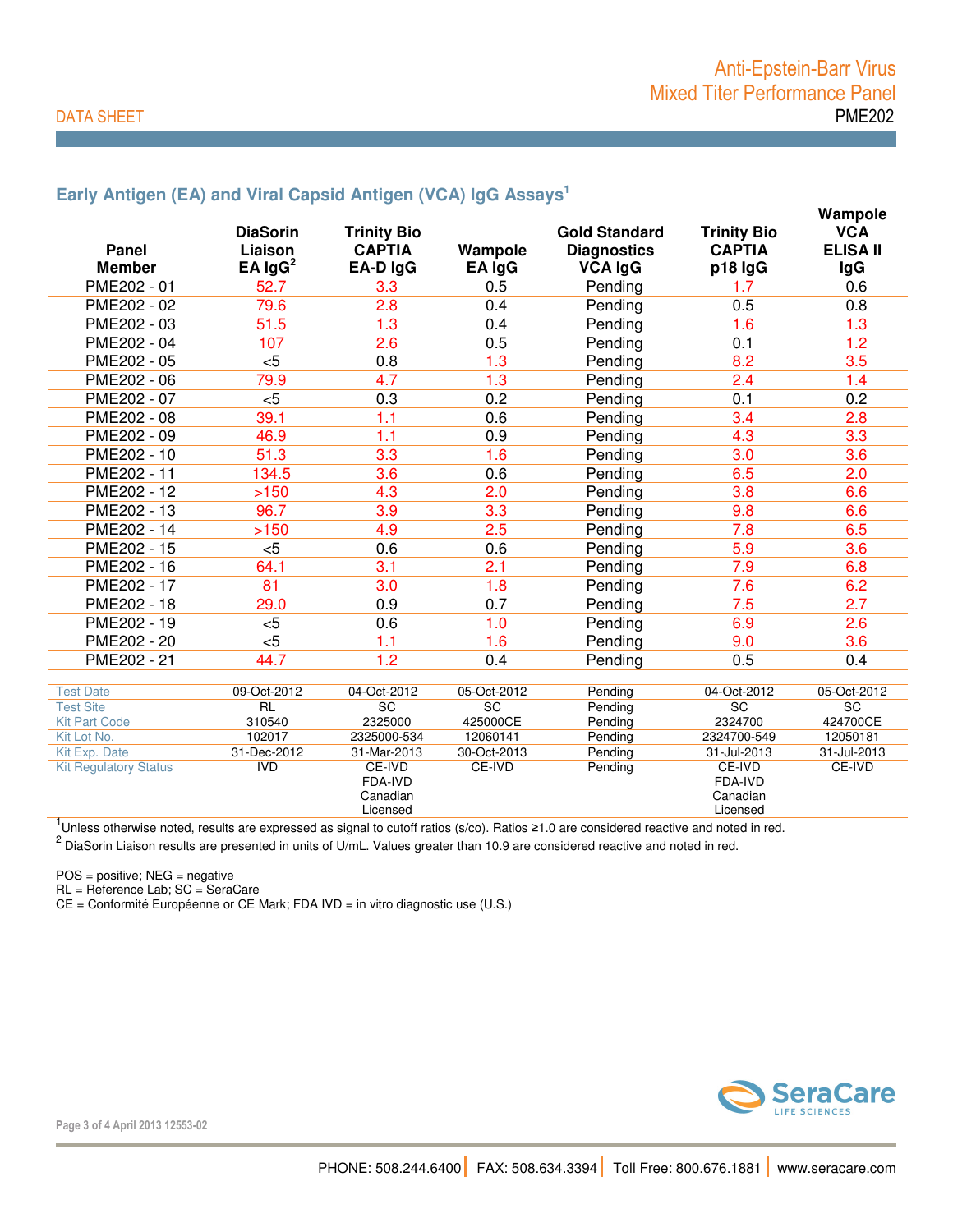## Early Antigen (EA) and Viral Capsid Antigen (VCA) IgG Assays[1]

| Panel Member | DiaSorin Liaison EA IgG[2] | Trinity Bio CAPTIA EA-D IgG | Wampole EA IgG | Gold Standard Diagnostics VCA IgG | Trinity Bio CAPTIA p18 IgG | Wampole VCA ELISA II IgG |
|---|---|---|---|---|---|---|
| PME202 - 01 | 52.7 | 3.3 | 0.5 | Pending | 1.7 | 0.6 |
| PME202 - 02 | 79.6 | 2.8 | 0.4 | Pending | 0.5 | 0.8 |
| PME202 - 03 | 51.5 | 1.3 | 0.4 | Pending | 1.6 | 1.3 |
| PME202 - 04 | 107 | 2.6 | 0.5 | Pending | 0.1 | 1.2 |
| PME202 - 05 | <5 | 0.8 | 1.3 | Pending | 8.2 | 3.5 |
| PME202 - 06 | 79.9 | 4.7 | 1.3 | Pending | 2.4 | 1.4 |
| PME202 - 07 | <5 | 0.3 | 0.2 | Pending | 0.1 | 0.2 |
| PME202 - 08 | 39.1 | 1.1 | 0.6 | Pending | 3.4 | 2.8 |
| PME202 - 09 | 46.9 | 1.1 | 0.9 | Pending | 4.3 | 3.3 |
| PME202 - 10 | 51.3 | 3.3 | 1.6 | Pending | 3.0 | 3.6 |
| PME202 - 11 | 134.5 | 3.6 | 0.6 | Pending | 6.5 | 2.0 |
| PME202 - 12 | >150 | 4.3 | 2.0 | Pending | 3.8 | 6.6 |
| PME202 - 13 | 96.7 | 3.9 | 3.3 | Pending | 9.8 | 6.6 |
| PME202 - 14 | >150 | 4.9 | 2.5 | Pending | 7.8 | 6.5 |
| PME202 - 15 | <5 | 0.6 | 0.6 | Pending | 5.9 | 3.6 |
| PME202 - 16 | 64.1 | 3.1 | 2.1 | Pending | 7.9 | 6.8 |
| PME202 - 17 | 81 | 3.0 | 1.8 | Pending | 7.6 | 6.2 |
| PME202 - 18 | 29.0 | 0.9 | 0.7 | Pending | 7.5 | 2.7 |
| PME202 - 19 | <5 | 0.6 | 1.0 | Pending | 6.9 | 2.6 |
| PME202 - 20 | <5 | 1.1 | 1.6 | Pending | 9.0 | 3.6 |
| PME202 - 21 | 44.7 | 1.2 | 0.4 | Pending | 0.5 | 0.4 |
| Test Date | 09-Oct-2012 | 04-Oct-2012 | 05-Oct-2012 | Pending | 04-Oct-2012 | 05-Oct-2012 |
| Test Site | RL | SC | SC | Pending | SC | SC |
| Kit Part Code | 310540 | 2325000 | 425000CE | Pending | 2324700 | 424700CE |
| Kit Lot No. | 102017 | 2325000-534 | 12060141 | Pending | 2324700-549 | 12050181 |
| Kit Exp. Date | 31-Dec-2012 | 31-Mar-2013 | 30-Oct-2013 | Pending | 31-Jul-2013 | 31-Jul-2013 |
| Kit Regulatory Status | IVD | CE-IVD FDA-IVD Canadian Licensed | CE-IVD | Pending | CE-IVD FDA-IVD Canadian Licensed | CE-IVD |

[1] Unless otherwise noted, results are expressed as signal to cutoff ratios (s/co). Ratios ≥1.0 are considered reactive and noted in red.

[2] DiaSorin Liaison results are presented in units of U/mL. Values greater than 10.9 are considered reactive and noted in red.

POS = positive; NEG = negative
RL = Reference Lab; SC = SeraCare
CE = Conformité Européenne or CE Mark; FDA IVD = in vitro diagnostic use (U.S.)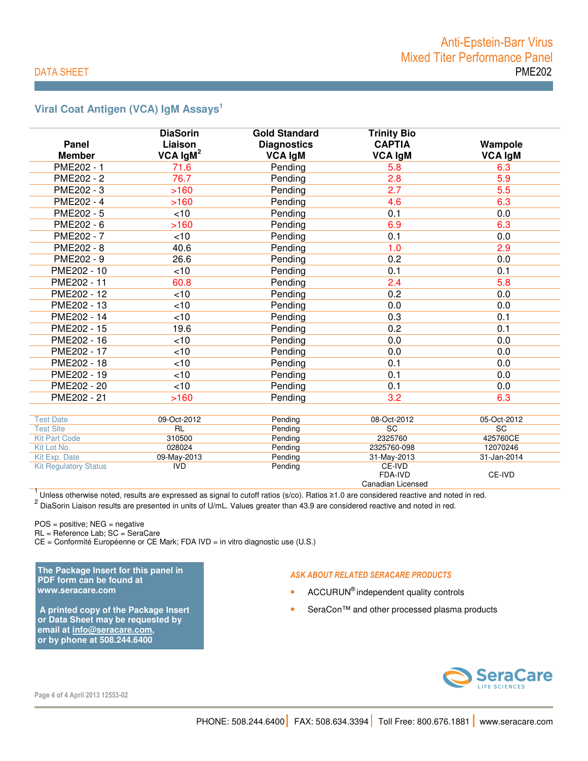Anti-Epstein-Barr Virus Mixed Titer Performance Panel

DATA SHEET

PME202

## Viral Coat Antigen (VCA) IgM Assays[1]

| Panel Member | DiaSorin Liaison VCA IgM[2] | Gold Standard Diagnostics VCA IgM | Trinity Bio CAPTIA VCA IgM | Wampole VCA IgM |
|---|---|---|---|---|
| PME202 - 1 | 71.6 | Pending | 5.8 | 6.3 |
| PME202 - 2 | 76.7 | Pending | 2.8 | 5.9 |
| PME202 - 3 | >160 | Pending | 2.7 | 5.5 |
| PME202 - 4 | >160 | Pending | 4.6 | 6.3 |
| PME202 - 5 | <10 | Pending | 0.1 | 0.0 |
| PME202 - 6 | >160 | Pending | 6.9 | 6.3 |
| PME202 - 7 | <10 | Pending | 0.1 | 0.0 |
| PME202 - 8 | 40.6 | Pending | 1.0 | 2.9 |
| PME202 - 9 | 26.6 | Pending | 0.2 | 0.0 |
| PME202 - 10 | <10 | Pending | 0.1 | 0.1 |
| PME202 - 11 | 60.8 | Pending | 2.4 | 5.8 |
| PME202 - 12 | <10 | Pending | 0.2 | 0.0 |
| PME202 - 13 | <10 | Pending | 0.0 | 0.0 |
| PME202 - 14 | <10 | Pending | 0.3 | 0.1 |
| PME202 - 15 | 19.6 | Pending | 0.2 | 0.1 |
| PME202 - 16 | <10 | Pending | 0.0 | 0.0 |
| PME202 - 17 | <10 | Pending | 0.0 | 0.0 |
| PME202 - 18 | <10 | Pending | 0.1 | 0.0 |
| PME202 - 19 | <10 | Pending | 0.1 | 0.0 |
| PME202 - 20 | <10 | Pending | 0.1 | 0.0 |
| PME202 - 21 | >160 | Pending | 3.2 | 6.3 |
| Test Date | 09-Oct-2012 | Pending | 08-Oct-2012 | 05-Oct-2012 |
| Test Site | RL | Pending | SC | SC |
| Kit Part Code | 310500 | Pending | 2325760 | 425760CE |
| Kit Lot No. | 028024 | Pending | 2325760-098 | 12070246 |
| Kit Exp. Date | 09-May-2013 | Pending | 31-May-2013 | 31-Jan-2014 |
| Kit Regulatory Status | IVD | Pending | CE-IVD FDA-IVD Canadian Licensed | CE-IVD |

[1] Unless otherwise noted, results are expressed as signal to cutoff ratios (s/co). Ratios ≥1.0 are considered reactive and noted in red.
[2] DiaSorin Liaison results are presented in units of U/mL. Values greater than 43.9 are considered reactive and noted in red.

POS = positive; NEG = negative
RL = Reference Lab; SC = SeraCare
CE = Conformité Européenne or CE Mark; FDA IVD = in vitro diagnostic use (U.S.)

**The Package Insert for this panel in PDF form can be found at www.seracare.com**

**A printed copy of the Package Insert or Data Sheet may be requested by email at info@seracare.com, or by phone at 508.244.6400**

*ASK ABOUT RELATED SERACARE PRODUCTS*

- ACCURUN® independent quality controls
- SeraCon™ and other processed plasma products

SeraCare LIFE SCIENCES

Page 4 of 4 April 2013 12553-02

PHONE: 508.244.6400 | FAX: 508.634.3394 | Toll Free: 800.676.1881 | www.seracare.com